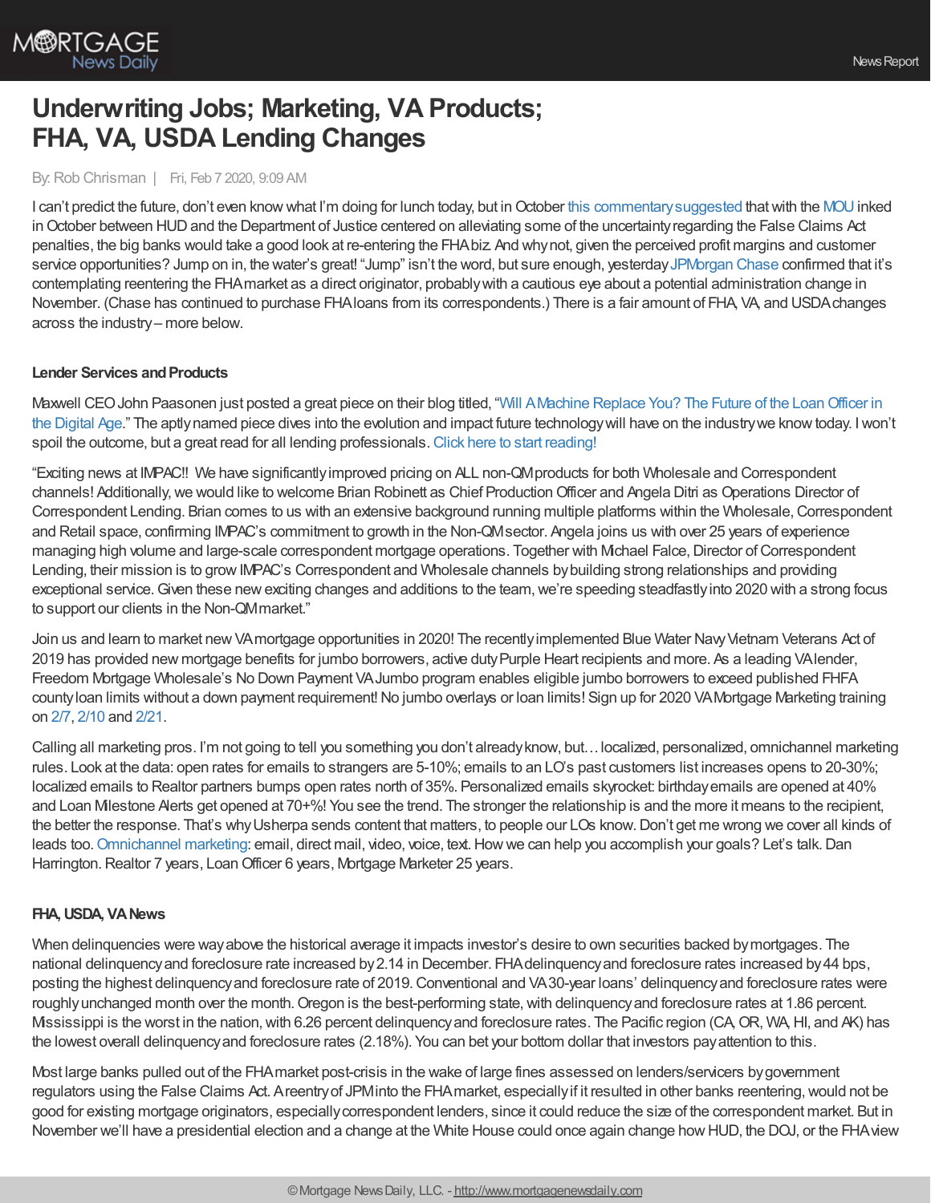# Underwriting Jobs; Marketing, VA Products; FHA, VA, USDA Lending Changes

By: Rob Chrisman | Fri, Feb 7 2020, 9:09 AM

I can't predict the future, don't even know what I'm doing for lunch today, but in October this commentary suggested that with the MOU inked in October between HUD and the Department of Justice centered on alleviating some of the uncertainty regarding the False Claims Act penalties, the big banks would take a good look at re-entering the FHA biz. And why not, given the perceived profit margins and customer service opportunities? Jump on in, the water's great! "Jump" isn't the word, but sure enough, yesterday JPMorgan Chase confirmed that it's contemplating reentering the FHA market as a direct originator, probably with a cautious eye about a potential administration change in November. (Chase has continued to purchase FHA loans from its correspondents.) There is a fair amount of FHA, VA, and USDA changes across the industry – more below.

**Lender Services and Products**

Maxwell CEO John Paasonen just posted a great piece on their blog titled, "Will A Machine Replace You? The Future of the Loan Officer in the Digital Age." The aptly named piece dives into the evolution and impact future technology will have on the industry we know today. I won't spoil the outcome, but a great read for all lending professionals. Click here to start reading!

"Exciting news at IMPAC!! We have significantly improved pricing on ALL non-QM products for both Wholesale and Correspondent channels! Additionally, we would like to welcome Brian Robinett as Chief Production Officer and Angela Ditri as Operations Director of Correspondent Lending. Brian comes to us with an extensive background running multiple platforms within the Wholesale, Correspondent and Retail space, confirming IMPAC's commitment to growth in the Non-QM sector. Angela joins us with over 25 years of experience managing high volume and large-scale correspondent mortgage operations. Together with Michael Falce, Director of Correspondent Lending, their mission is to grow IMPAC's Correspondent and Wholesale channels by building strong relationships and providing exceptional service. Given these new exciting changes and additions to the team, we're speeding steadfastly into 2020 with a strong focus to support our clients in the Non-QM market."

Join us and learn to market new VA mortgage opportunities in 2020! The recently implemented Blue Water Navy Vietnam Veterans Act of 2019 has provided new mortgage benefits for jumbo borrowers, active duty Purple Heart recipients and more. As a leading VA lender, Freedom Mortgage Wholesale's No Down Payment VA Jumbo program enables eligible jumbo borrowers to exceed published FHFA county loan limits without a down payment requirement! No jumbo overlays or loan limits! Sign up for 2020 VA Mortgage Marketing training on 2/7, 2/10 and 2/21.

Calling all marketing pros. I'm not going to tell you something you don't already know, but… localized, personalized, omnichannel marketing rules. Look at the data: open rates for emails to strangers are 5-10%; emails to an LO's past customers list increases opens to 20-30%; localized emails to Realtor partners bumps open rates north of 35%. Personalized emails skyrocket: birthday emails are opened at 40% and Loan Milestone Alerts get opened at 70+%! You see the trend. The stronger the relationship is and the more it means to the recipient, the better the response. That's why Usherpa sends content that matters, to people our LOs know. Don't get me wrong we cover all kinds of leads too. Omnichannel marketing: email, direct mail, video, voice, text. How we can help you accomplish your goals? Let's talk. Dan Harrington. Realtor 7 years, Loan Officer 6 years, Mortgage Marketer 25 years.

**FHA, USDA, VA News**

When delinquencies were way above the historical average it impacts investor's desire to own securities backed by mortgages. The national delinquency and foreclosure rate increased by 2.14 in December. FHA delinquency and foreclosure rates increased by 44 bps, posting the highest delinquency and foreclosure rate of 2019. Conventional and VA 30-year loans' delinquency and foreclosure rates were roughly unchanged month over the month. Oregon is the best-performing state, with delinquency and foreclosure rates at 1.86 percent. Mississippi is the worst in the nation, with 6.26 percent delinquency and foreclosure rates. The Pacific region (CA, OR, WA, HI, and AK) has the lowest overall delinquency and foreclosure rates (2.18%). You can bet your bottom dollar that investors pay attention to this.

Most large banks pulled out of the FHA market post-crisis in the wake of large fines assessed on lenders/servicers by government regulators using the False Claims Act. A reentry of JPM into the FHA market, especially if it resulted in other banks reentering, would not be good for existing mortgage originators, especially correspondent lenders, since it could reduce the size of the correspondent market. But in November we'll have a presidential election and a change at the White House could once again change how HUD, the DOJ, or the FHA view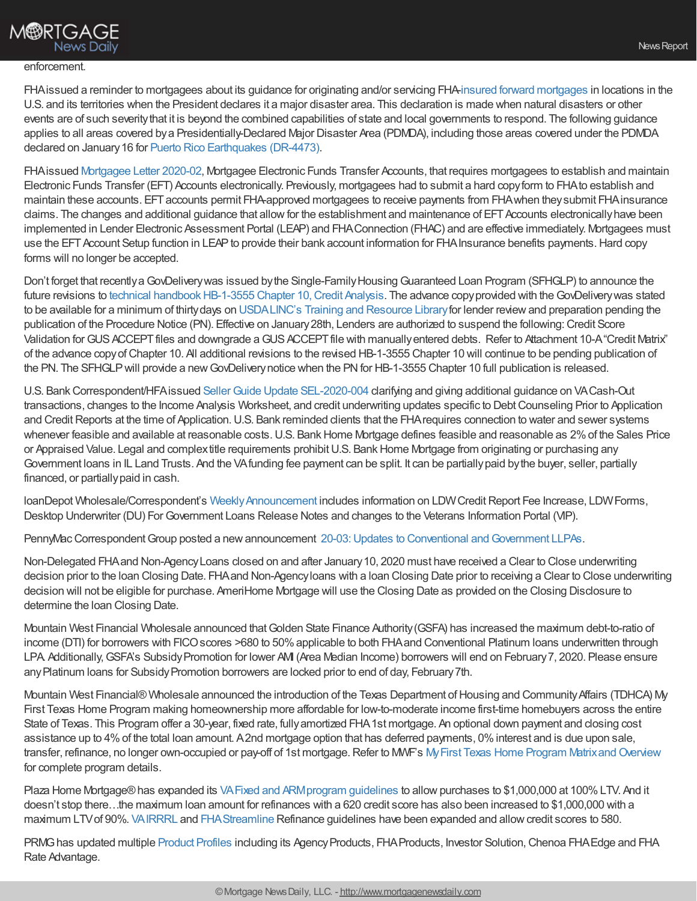enforcement.

FHA issued a reminder to mortgagees about its guidance for originating and/or servicing FHA-insured forward mortgages in locations in the U.S. and its territories when the President declares it a major disaster area. This declaration is made when natural disasters or other events are of such severity that it is beyond the combined capabilities of state and local governments to respond. The following guidance applies to all areas covered by a Presidentially-Declared Major Disaster Area (PDMDA), including those areas covered under the PDMDA declared on January 16 for Puerto Rico Earthquakes (DR-4473).

FHA issued Mortgagee Letter 2020-02, Mortgagee Electronic Funds Transfer Accounts, that requires mortgagees to establish and maintain Electronic Funds Transfer (EFT) Accounts electronically. Previously, mortgagees had to submit a hard copy form to FHA to establish and maintain these accounts. EFT accounts permit FHA-approved mortgagees to receive payments from FHA when they submit FHA insurance claims. The changes and additional guidance that allow for the establishment and maintenance of EFT Accounts electronically have been implemented in Lender Electronic Assessment Portal (LEAP) and FHA Connection (FHAC) and are effective immediately. Mortgagees must use the EFT Account Setup function in LEAP to provide their bank account information for FHA Insurance benefits payments. Hard copy forms will no longer be accepted.

Don't forget that recently a GovDelivery was issued by the Single-Family Housing Guaranteed Loan Program (SFHGLP) to announce the future revisions to technical handbook HB-1-3555 Chapter 10, Credit Analysis. The advance copy provided with the GovDelivery was stated to be available for a minimum of thirty days on USDA LINC's Training and Resource Library for lender review and preparation pending the publication of the Procedure Notice (PN). Effective on January 28th, Lenders are authorized to suspend the following: Credit Score Validation for GUS ACCEPT files and downgrade a GUS ACCEPT file with manually entered debts. Refer to Attachment 10-A "Credit Matrix" of the advance copy of Chapter 10. All additional revisions to the revised HB-1-3555 Chapter 10 will continue to be pending publication of the PN. The SFHGLP will provide a new GovDelivery notice when the PN for HB-1-3555 Chapter 10 full publication is released.

U.S. Bank Correspondent/HFA issued Seller Guide Update SEL-2020-004 clarifying and giving additional guidance on VA Cash-Out transactions, changes to the Income Analysis Worksheet, and credit underwriting updates specific to Debt Counseling Prior to Application and Credit Reports at the time of Application. U.S. Bank reminded clients that the FHA requires connection to water and sewer systems whenever feasible and available at reasonable costs. U.S. Bank Home Mortgage defines feasible and reasonable as 2% of the Sales Price or Appraised Value. Legal and complex title requirements prohibit U.S. Bank Home Mortgage from originating or purchasing any Government loans in IL Land Trusts. And the VA funding fee payment can be split. It can be partially paid by the buyer, seller, partially financed, or partially paid in cash.

loanDepot Wholesale/Correspondent's Weekly Announcement includes information on LDW Credit Report Fee Increase, LDW Forms, Desktop Underwriter (DU) For Government Loans Release Notes and changes to the Veterans Information Portal (VIP).

PennyMac Correspondent Group posted a new announcement 20-03: Updates to Conventional and Government LLPAs.

Non-Delegated FHA and Non-Agency Loans closed on and after January 10, 2020 must have received a Clear to Close underwriting decision prior to the loan Closing Date. FHA and Non-Agency loans with a loan Closing Date prior to receiving a Clear to Close underwriting decision will not be eligible for purchase. AmeriHome Mortgage will use the Closing Date as provided on the Closing Disclosure to determine the loan Closing Date.

Mountain West Financial Wholesale announced that Golden State Finance Authority (GSFA) has increased the maximum debt-to-ratio of income (DTI) for borrowers with FICO scores >680 to 50% applicable to both FHA and Conventional Platinum loans underwritten through LPA. Additionally, GSFA's Subsidy Promotion for lower AMI (Area Median Income) borrowers will end on February 7, 2020. Please ensure any Platinum loans for Subsidy Promotion borrowers are locked prior to end of day, February 7th.

Mountain West Financial® Wholesale announced the introduction of the Texas Department of Housing and Community Affairs (TDHCA) My First Texas Home Program making homeownership more affordable for low-to-moderate income first-time homebuyers across the entire State of Texas. This Program offer a 30-year, fixed rate, fully amortized FHA 1st mortgage. An optional down payment and closing cost assistance up to 4% of the total loan amount. A 2nd mortgage option that has deferred payments, 0% interest and is due upon sale, transfer, refinance, no longer own-occupied or pay-off of 1st mortgage. Refer to MWF's My First Texas Home Program Matrix and Overview for complete program details.

Plaza Home Mortgage® has expanded its VA Fixed and ARM program guidelines to allow purchases to $1,000,000 at 100% LTV. And it doesn't stop there…the maximum loan amount for refinances with a 620 credit score has also been increased to $1,000,000 with a maximum LTV of 90%. VA IRRRL and FHA Streamline Refinance guidelines have been expanded and allow credit scores to 580.

PRMG has updated multiple Product Profiles including its Agency Products, FHA Products, Investor Solution, Chenoa FHA Edge and FHA Rate Advantage.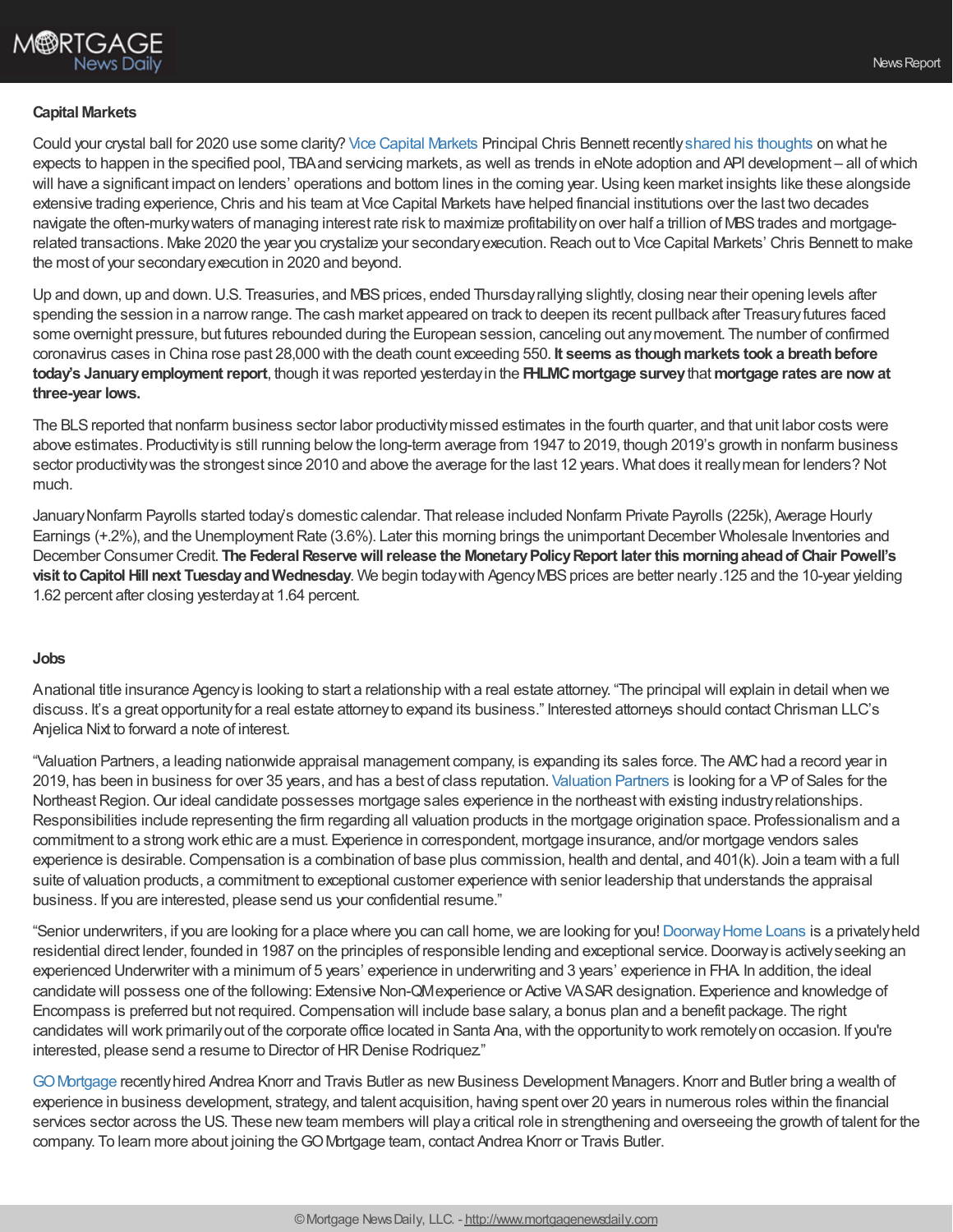**Capital Markets**

Could your crystal ball for 2020 use some clarity? Vice Capital Markets Principal Chris Bennett recently shared his thoughts on what he expects to happen in the specified pool, TBA and servicing markets, as well as trends in eNote adoption and API development – all of which will have a significant impact on lenders' operations and bottom lines in the coming year. Using keen market insights like these alongside extensive trading experience, Chris and his team at Vice Capital Markets have helped financial institutions over the last two decades navigate the often-murky waters of managing interest rate risk to maximize profitability on over half a trillion of MBS trades and mortgage-related transactions. Make 2020 the year you crystalize your secondary execution. Reach out to Vice Capital Markets' Chris Bennett to make the most of your secondary execution in 2020 and beyond.

Up and down, up and down. U.S. Treasuries, and MBS prices, ended Thursday rallying slightly, closing near their opening levels after spending the session in a narrow range. The cash market appeared on track to deepen its recent pullback after Treasury futures faced some overnight pressure, but futures rebounded during the European session, canceling out any movement. The number of confirmed coronavirus cases in China rose past 28,000 with the death count exceeding 550. **It seems as though markets took a breath before today's January employment report**, though it was reported yesterday in the **FHLMC mortgage survey** that **mortgage rates are now at three-year lows.**

The BLS reported that nonfarm business sector labor productivity missed estimates in the fourth quarter, and that unit labor costs were above estimates. Productivity is still running below the long-term average from 1947 to 2019, though 2019's growth in nonfarm business sector productivity was the strongest since 2010 and above the average for the last 12 years. What does it really mean for lenders? Not much.

January Nonfarm Payrolls started today's domestic calendar. That release included Nonfarm Private Payrolls (225k), Average Hourly Earnings (+.2%), and the Unemployment Rate (3.6%). Later this morning brings the unimportant December Wholesale Inventories and December Consumer Credit. **The Federal Reserve will release the Monetary Policy Report later this morning ahead of Chair Powell's visit to Capitol Hill next Tuesday and Wednesday**. We begin today with Agency MBS prices are better nearly .125 and the 10-year yielding 1.62 percent after closing yesterday at 1.64 percent.

**Jobs**

A national title insurance Agency is looking to start a relationship with a real estate attorney. "The principal will explain in detail when we discuss. It's a great opportunity for a real estate attorney to expand its business." Interested attorneys should contact Chrisman LLC's Anjelica Nixt to forward a note of interest.

"Valuation Partners, a leading nationwide appraisal management company, is expanding its sales force. The AMC had a record year in 2019, has been in business for over 35 years, and has a best of class reputation. Valuation Partners is looking for a VP of Sales for the Northeast Region. Our ideal candidate possesses mortgage sales experience in the northeast with existing industry relationships. Responsibilities include representing the firm regarding all valuation products in the mortgage origination space. Professionalism and a commitment to a strong work ethic are a must. Experience in correspondent, mortgage insurance, and/or mortgage vendors sales experience is desirable. Compensation is a combination of base plus commission, health and dental, and 401(k). Join a team with a full suite of valuation products, a commitment to exceptional customer experience with senior leadership that understands the appraisal business. If you are interested, please send us your confidential resume."

"Senior underwriters, if you are looking for a place where you can call home, we are looking for you! Doorway Home Loans is a privately held residential direct lender, founded in 1987 on the principles of responsible lending and exceptional service. Doorway is actively seeking an experienced Underwriter with a minimum of 5 years' experience in underwriting and 3 years' experience in FHA. In addition, the ideal candidate will possess one of the following: Extensive Non-QM experience or Active VA SAR designation. Experience and knowledge of Encompass is preferred but not required. Compensation will include base salary, a bonus plan and a benefit package. The right candidates will work primarily out of the corporate office located in Santa Ana, with the opportunity to work remotely on occasion. If you're interested, please send a resume to Director of HR Denise Rodriquez."

GO Mortgage recently hired Andrea Knorr and Travis Butler as new Business Development Managers. Knorr and Butler bring a wealth of experience in business development, strategy, and talent acquisition, having spent over 20 years in numerous roles within the financial services sector across the US. These new team members will play a critical role in strengthening and overseeing the growth of talent for the company. To learn more about joining the GO Mortgage team, contact Andrea Knorr or Travis Butler.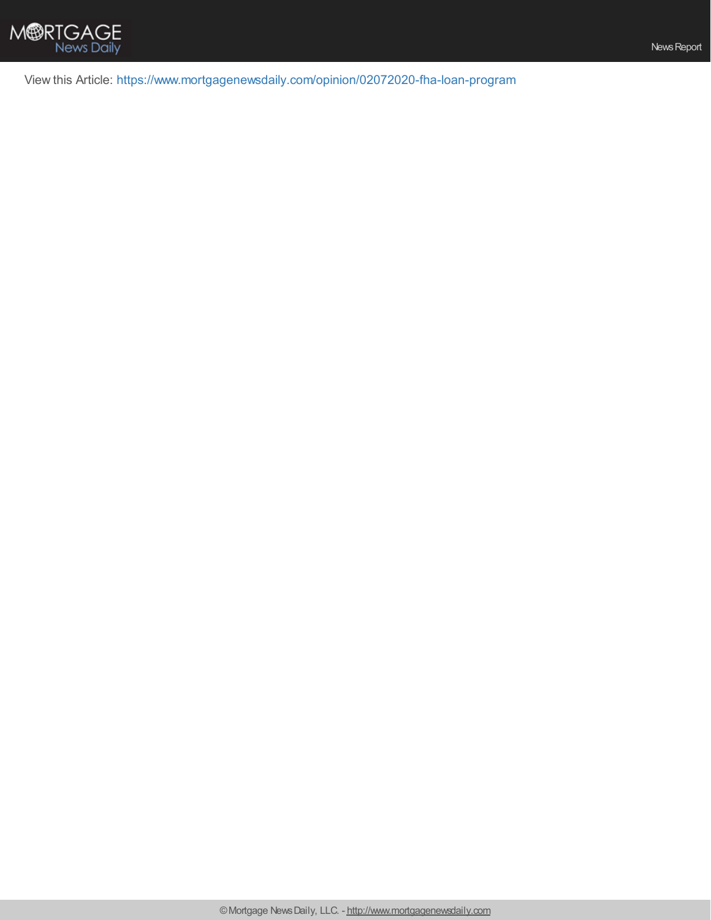View this Article: https://www.mortgagenewsdaily.com/opinion/02072020-fha-loan-program